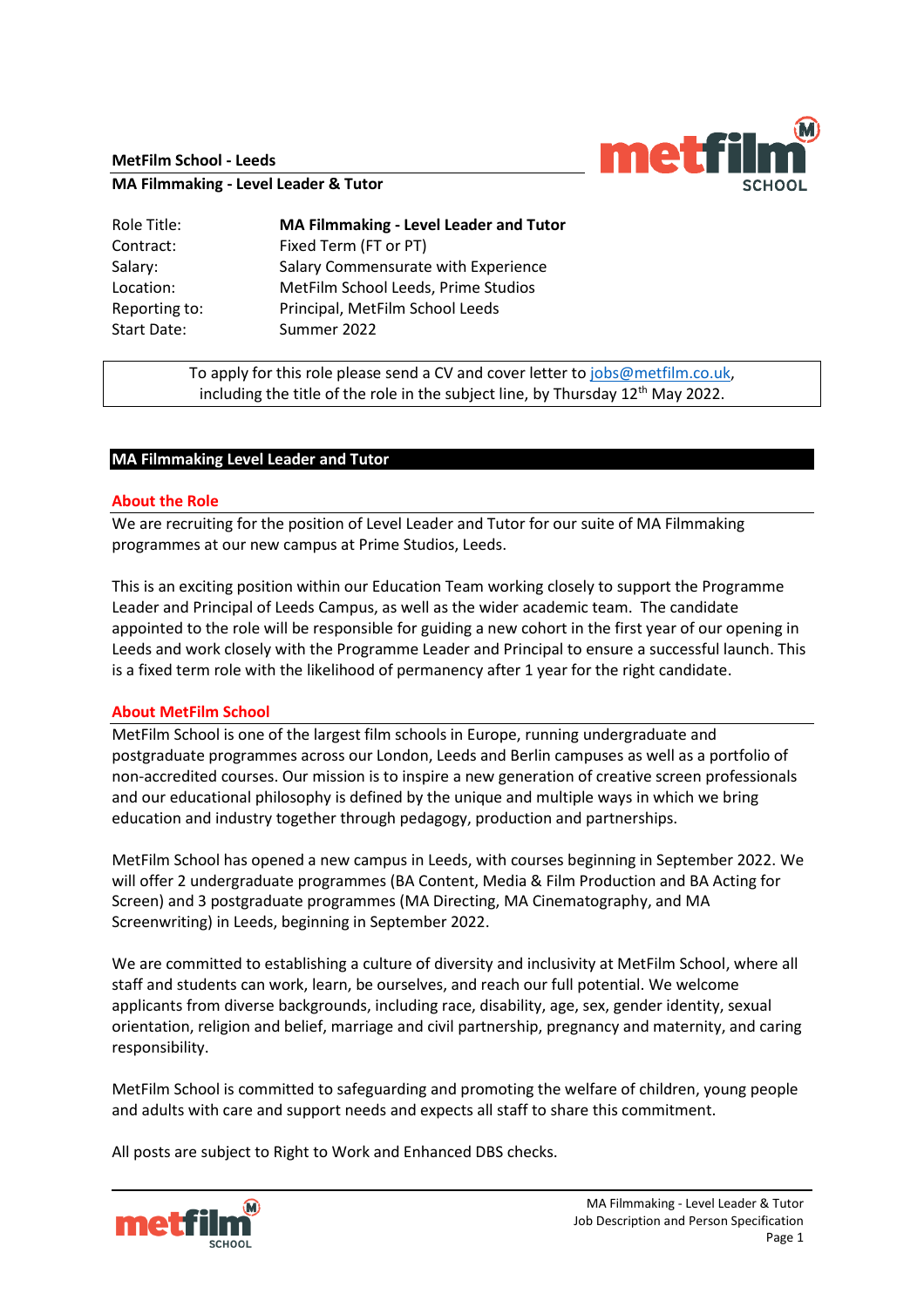**MetFilm School - Leeds**

**MA Filmmaking - Level Leader & Tutor**

| Role Title: | **MA Filmmaking - Level Leader and Tutor** |
|---|---|
| Contract: | Fixed Term (FT or PT) |
| Salary: | Salary Commensurate with Experience |
| Location: | MetFilm School Leeds, Prime Studios |
| Reporting to: | Principal, MetFilm School Leeds |
| Start Date: | Summer 2022 |

To apply for this role please send a CV and cover letter to jobs@metfilm.co.uk, including the title of the role in the subject line, by Thursday 12th May 2022.

## MA Filmmaking Level Leader and Tutor

### About the Role

We are recruiting for the position of Level Leader and Tutor for our suite of MA Filmmaking programmes at our new campus at Prime Studios, Leeds.

This is an exciting position within our Education Team working closely to support the Programme Leader and Principal of Leeds Campus, as well as the wider academic team. The candidate appointed to the role will be responsible for guiding a new cohort in the first year of our opening in Leeds and work closely with the Programme Leader and Principal to ensure a successful launch. This is a fixed term role with the likelihood of permanency after 1 year for the right candidate.

### About MetFilm School

MetFilm School is one of the largest film schools in Europe, running undergraduate and postgraduate programmes across our London, Leeds and Berlin campuses as well as a portfolio of non-accredited courses. Our mission is to inspire a new generation of creative screen professionals and our educational philosophy is defined by the unique and multiple ways in which we bring education and industry together through pedagogy, production and partnerships.

MetFilm School has opened a new campus in Leeds, with courses beginning in September 2022. We will offer 2 undergraduate programmes (BA Content, Media & Film Production and BA Acting for Screen) and 3 postgraduate programmes (MA Directing, MA Cinematography, and MA Screenwriting) in Leeds, beginning in September 2022.

We are committed to establishing a culture of diversity and inclusivity at MetFilm School, where all staff and students can work, learn, be ourselves, and reach our full potential. We welcome applicants from diverse backgrounds, including race, disability, age, sex, gender identity, sexual orientation, religion and belief, marriage and civil partnership, pregnancy and maternity, and caring responsibility.

MetFilm School is committed to safeguarding and promoting the welfare of children, young people and adults with care and support needs and expects all staff to share this commitment.

All posts are subject to Right to Work and Enhanced DBS checks.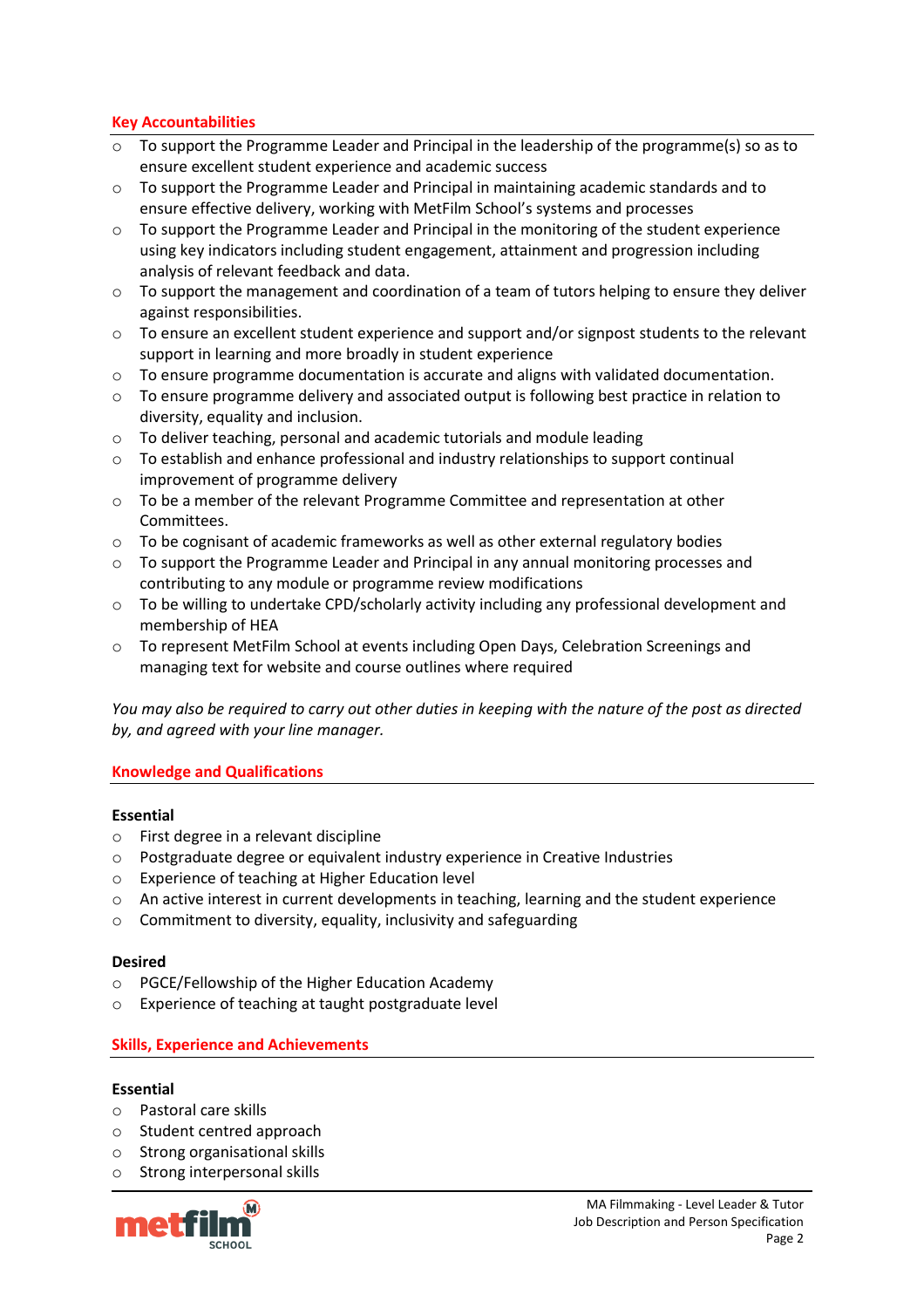## Key Accountabilities

- To support the Programme Leader and Principal in the leadership of the programme(s) so as to ensure excellent student experience and academic success
- To support the Programme Leader and Principal in maintaining academic standards and to ensure effective delivery, working with MetFilm School's systems and processes
- To support the Programme Leader and Principal in the monitoring of the student experience using key indicators including student engagement, attainment and progression including analysis of relevant feedback and data.
- To support the management and coordination of a team of tutors helping to ensure they deliver against responsibilities.
- To ensure an excellent student experience and support and/or signpost students to the relevant support in learning and more broadly in student experience
- To ensure programme documentation is accurate and aligns with validated documentation.
- To ensure programme delivery and associated output is following best practice in relation to diversity, equality and inclusion.
- To deliver teaching, personal and academic tutorials and module leading
- To establish and enhance professional and industry relationships to support continual improvement of programme delivery
- To be a member of the relevant Programme Committee and representation at other Committees.
- To be cognisant of academic frameworks as well as other external regulatory bodies
- To support the Programme Leader and Principal in any annual monitoring processes and contributing to any module or programme review modifications
- To be willing to undertake CPD/scholarly activity including any professional development and membership of HEA
- To represent MetFilm School at events including Open Days, Celebration Screenings and managing text for website and course outlines where required

*You may also be required to carry out other duties in keeping with the nature of the post as directed by, and agreed with your line manager.*

## Knowledge and Qualifications

**Essential**

- First degree in a relevant discipline
- Postgraduate degree or equivalent industry experience in Creative Industries
- Experience of teaching at Higher Education level
- An active interest in current developments in teaching, learning and the student experience
- Commitment to diversity, equality, inclusivity and safeguarding

**Desired**

- PGCE/Fellowship of the Higher Education Academy
- Experience of teaching at taught postgraduate level

## Skills, Experience and Achievements

**Essential**

- Pastoral care skills
- Student centred approach
- Strong organisational skills
- Strong interpersonal skills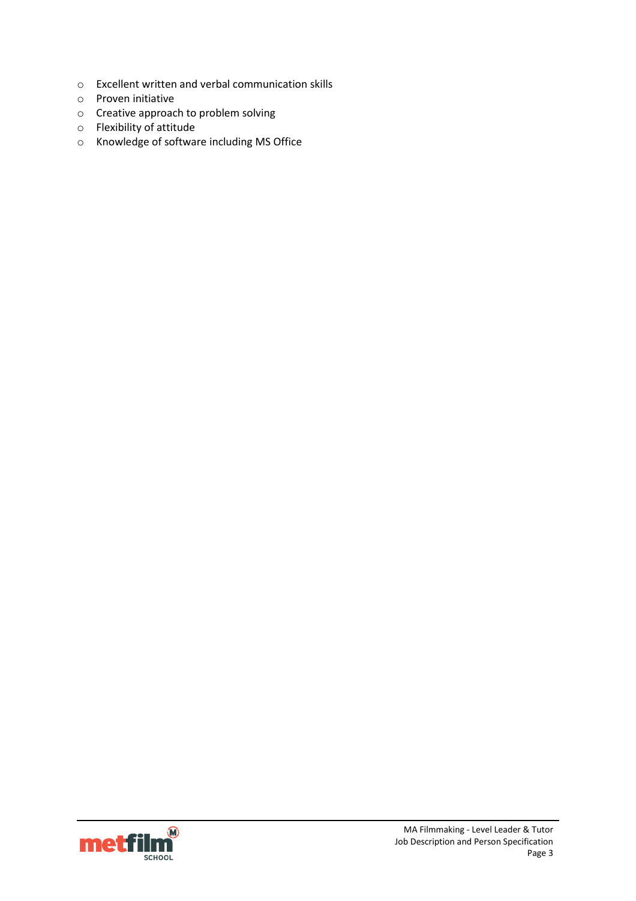- Excellent written and verbal communication skills
- Proven initiative
- Creative approach to problem solving
- Flexibility of attitude
- Knowledge of software including MS Office